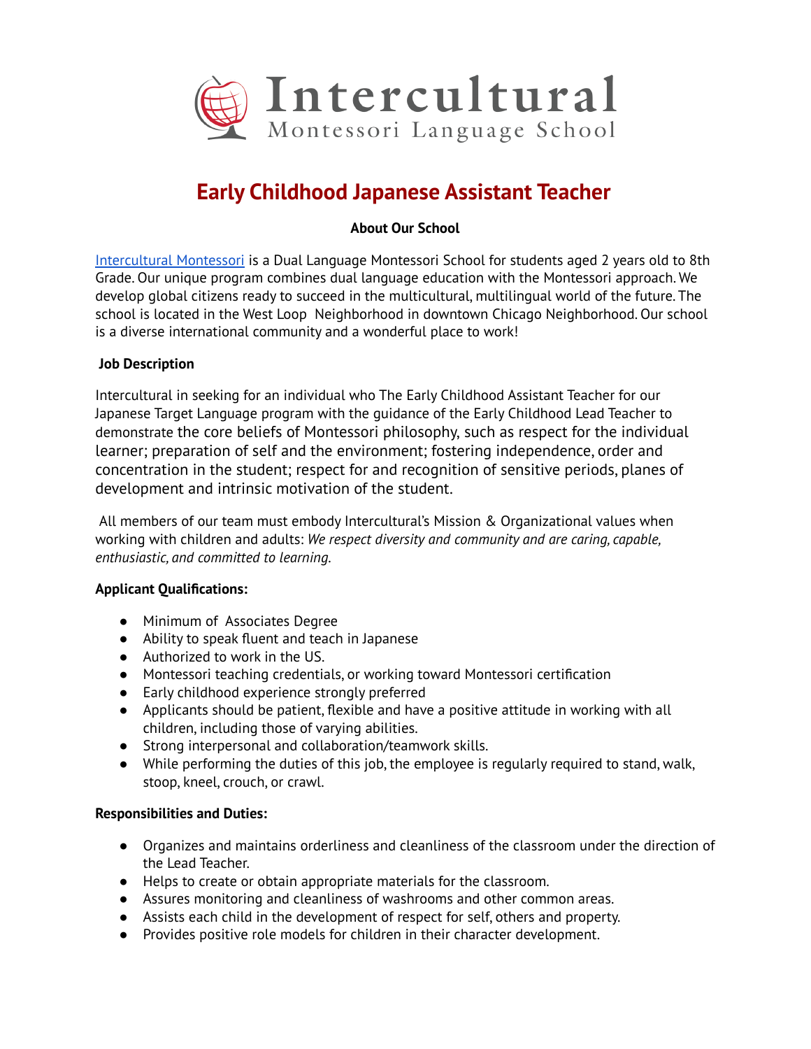# Intercultural
Montessori Language School

# Early Childhood Japanese Assistant Teacher

**About Our School**

[Intercultural Montessori](#) is a Dual Language Montessori School for students aged 2 years old to 8th Grade. Our unique program combines dual language education with the Montessori approach. We develop global citizens ready to succeed in the multicultural, multilingual world of the future. The school is located in the West Loop Neighborhood in downtown Chicago Neighborhood. Our school is a diverse international community and a wonderful place to work!

**Job Description**

Intercultural in seeking for an individual who The Early Childhood Assistant Teacher for our Japanese Target Language program with the guidance of the Early Childhood Lead Teacher to demonstrate the core beliefs of Montessori philosophy, such as respect for the individual learner; preparation of self and the environment; fostering independence, order and concentration in the student; respect for and recognition of sensitive periods, planes of development and intrinsic motivation of the student.

All members of our team must embody Intercultural's Mission & Organizational values when working with children and adults: *We respect diversity and community and are caring, capable, enthusiastic, and committed to learning.*

**Applicant Qualifications:**

- Minimum of Associates Degree
- Ability to speak fluent and teach in Japanese
- Authorized to work in the US.
- Montessori teaching credentials, or working toward Montessori certification
- Early childhood experience strongly preferred
- Applicants should be patient, flexible and have a positive attitude in working with all children, including those of varying abilities.
- Strong interpersonal and collaboration/teamwork skills.
- While performing the duties of this job, the employee is regularly required to stand, walk, stoop, kneel, crouch, or crawl.

**Responsibilities and Duties:**

- Organizes and maintains orderliness and cleanliness of the classroom under the direction of the Lead Teacher.
- Helps to create or obtain appropriate materials for the classroom.
- Assures monitoring and cleanliness of washrooms and other common areas.
- Assists each child in the development of respect for self, others and property.
- Provides positive role models for children in their character development.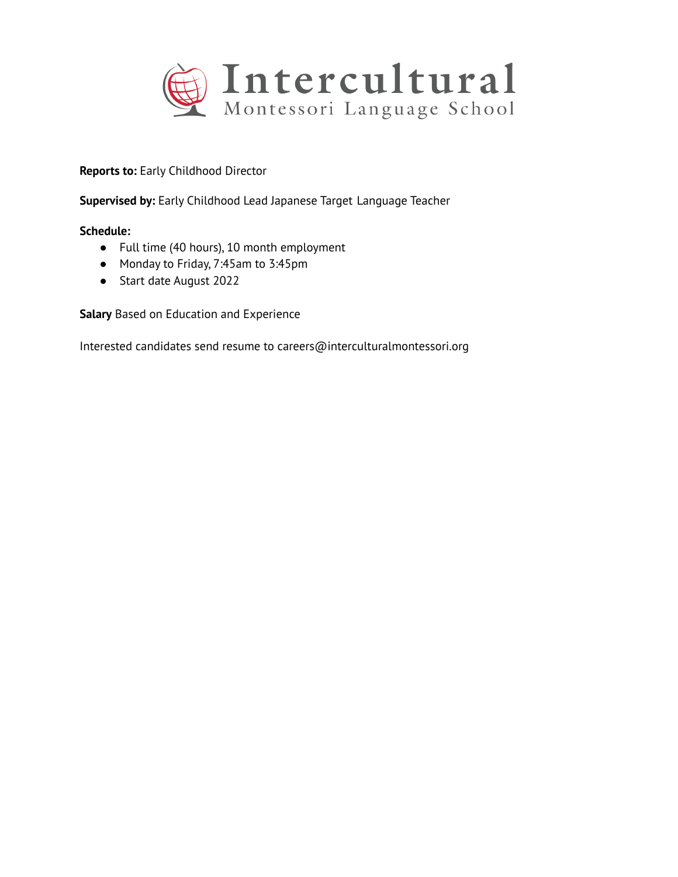**Intercultural**
Montessori Language School

**Reports to:** Early Childhood Director

**Supervised by:** Early Childhood Lead Japanese Target Language Teacher

**Schedule:**

- Full time (40 hours), 10 month employment
- Monday to Friday, 7:45am to 3:45pm
- Start date August 2022

**Salary** Based on Education and Experience

Interested candidates send resume to careers@interculturalmontessori.org